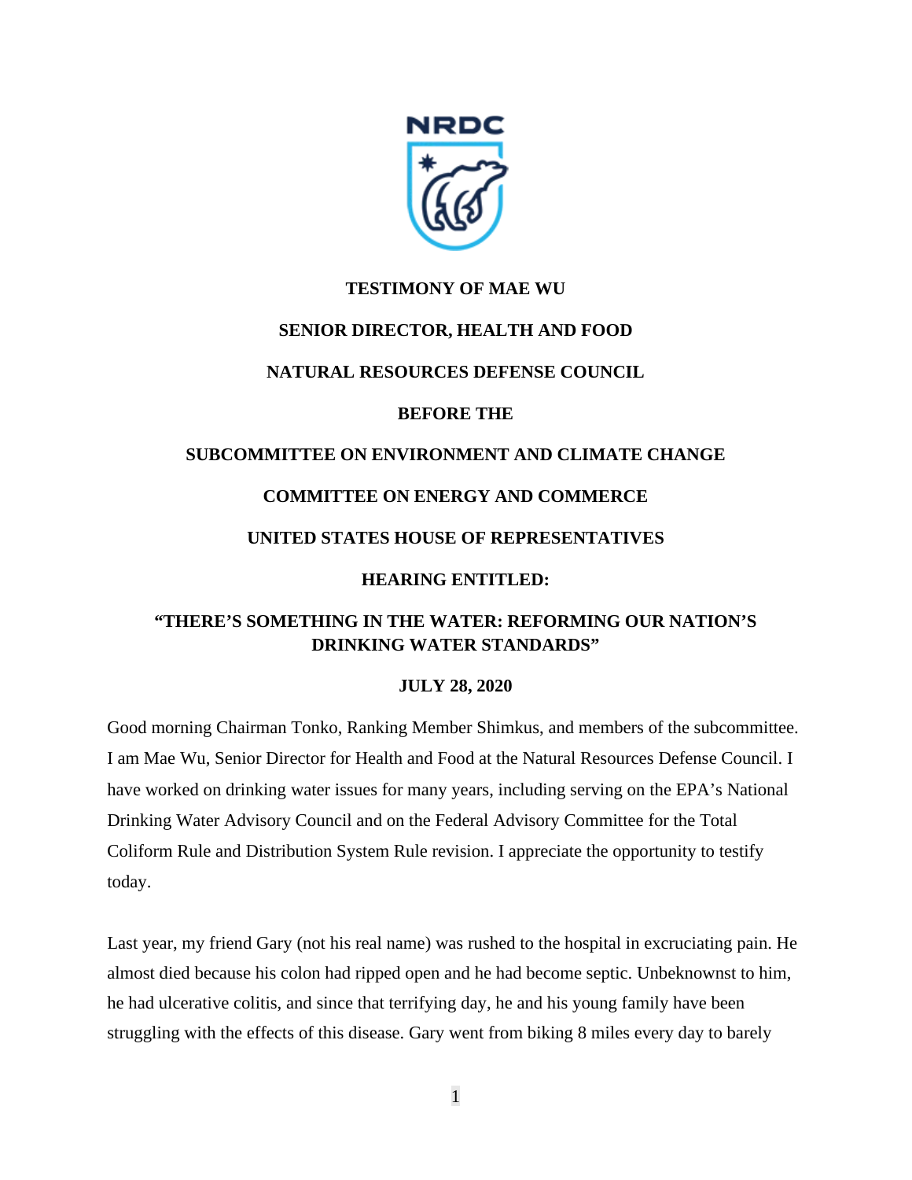**TESTIMONY OF MAE WU**

**SENIOR DIRECTOR, HEALTH AND FOOD**

**NATURAL RESOURCES DEFENSE COUNCIL**

**BEFORE THE**

**SUBCOMMITTEE ON ENVIRONMENT AND CLIMATE CHANGE**

**COMMITTEE ON ENERGY AND COMMERCE**

**UNITED STATES HOUSE OF REPRESENTATIVES**

**HEARING ENTITLED:**

**"THERE'S SOMETHING IN THE WATER: REFORMING OUR NATION'S DRINKING WATER STANDARDS"**

**JULY 28, 2020**

Good morning Chairman Tonko, Ranking Member Shimkus, and members of the subcommittee. I am Mae Wu, Senior Director for Health and Food at the Natural Resources Defense Council. I have worked on drinking water issues for many years, including serving on the EPA's National Drinking Water Advisory Council and on the Federal Advisory Committee for the Total Coliform Rule and Distribution System Rule revision. I appreciate the opportunity to testify today.

Last year, my friend Gary (not his real name) was rushed to the hospital in excruciating pain. He almost died because his colon had ripped open and he had become septic. Unbeknownst to him, he had ulcerative colitis, and since that terrifying day, he and his young family have been struggling with the effects of this disease. Gary went from biking 8 miles every day to barely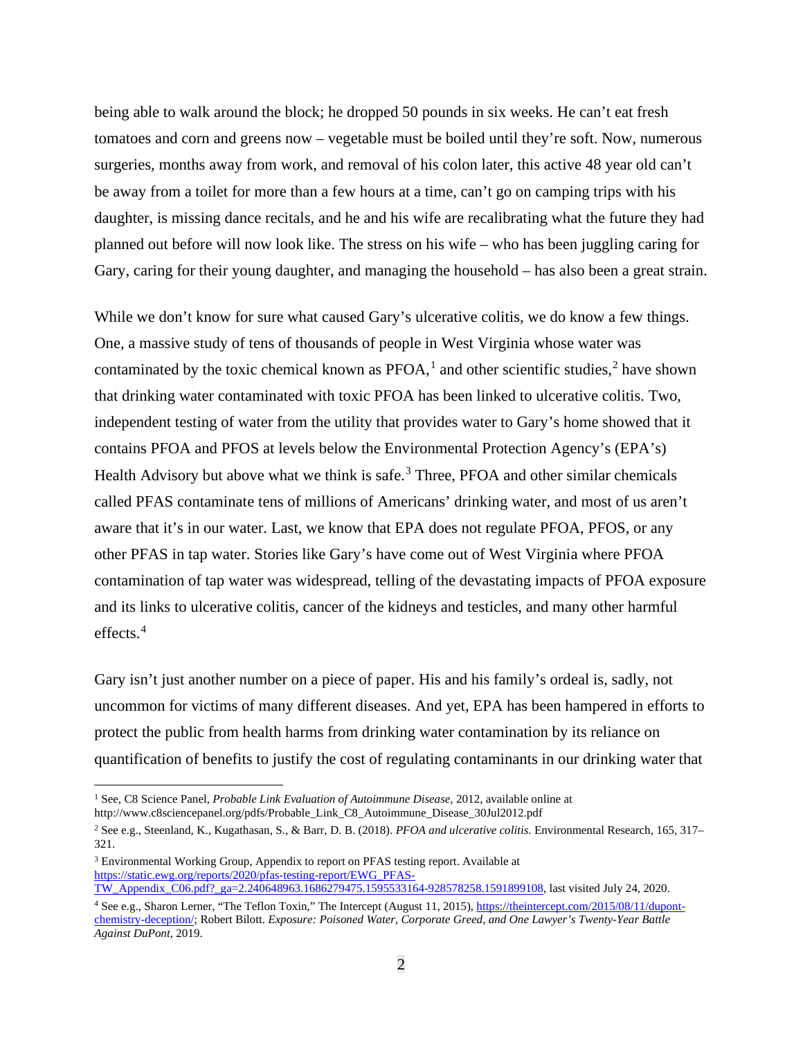being able to walk around the block; he dropped 50 pounds in six weeks. He can't eat fresh tomatoes and corn and greens now – vegetable must be boiled until they're soft. Now, numerous surgeries, months away from work, and removal of his colon later, this active 48 year old can't be away from a toilet for more than a few hours at a time, can't go on camping trips with his daughter, is missing dance recitals, and he and his wife are recalibrating what the future they had planned out before will now look like. The stress on his wife – who has been juggling caring for Gary, caring for their young daughter, and managing the household – has also been a great strain.

While we don't know for sure what caused Gary's ulcerative colitis, we do know a few things. One, a massive study of tens of thousands of people in West Virginia whose water was contaminated by the toxic chemical known as PFOA,[1] and other scientific studies,[2] have shown that drinking water contaminated with toxic PFOA has been linked to ulcerative colitis. Two, independent testing of water from the utility that provides water to Gary's home showed that it contains PFOA and PFOS at levels below the Environmental Protection Agency's (EPA's) Health Advisory but above what we think is safe.[3] Three, PFOA and other similar chemicals called PFAS contaminate tens of millions of Americans' drinking water, and most of us aren't aware that it's in our water. Last, we know that EPA does not regulate PFOA, PFOS, or any other PFAS in tap water. Stories like Gary's have come out of West Virginia where PFOA contamination of tap water was widespread, telling of the devastating impacts of PFOA exposure and its links to ulcerative colitis, cancer of the kidneys and testicles, and many other harmful effects.[4]

Gary isn't just another number on a piece of paper. His and his family's ordeal is, sadly, not uncommon for victims of many different diseases. And yet, EPA has been hampered in efforts to protect the public from health harms from drinking water contamination by its reliance on quantification of benefits to justify the cost of regulating contaminants in our drinking water that

---

[1] See, C8 Science Panel, *Probable Link Evaluation of Autoimmune Disease,* 2012, available online at http://www.c8sciencepanel.org/pdfs/Probable_Link_C8_Autoimmune_Disease_30Jul2012.pdf

[2] See e.g., Steenland, K., Kugathasan, S., & Barr, D. B. (2018). *PFOA and ulcerative colitis.* Environmental Research, 165, 317–321.

[3] Environmental Working Group, Appendix to report on PFAS testing report. Available at https://static.ewg.org/reports/2020/pfas-testing-report/EWG_PFAS-TW_Appendix_C06.pdf?_ga=2.240648963.1686279475.1595533164-928578258.1591899108, last visited July 24, 2020.

[4] See e.g., Sharon Lerner, "The Teflon Toxin," The Intercept (August 11, 2015), https://theintercept.com/2015/08/11/dupont-chemistry-deception/; Robert Bilott. *Exposure: Poisoned Water, Corporate Greed, and One Lawyer's Twenty-Year Battle Against DuPont,* 2019.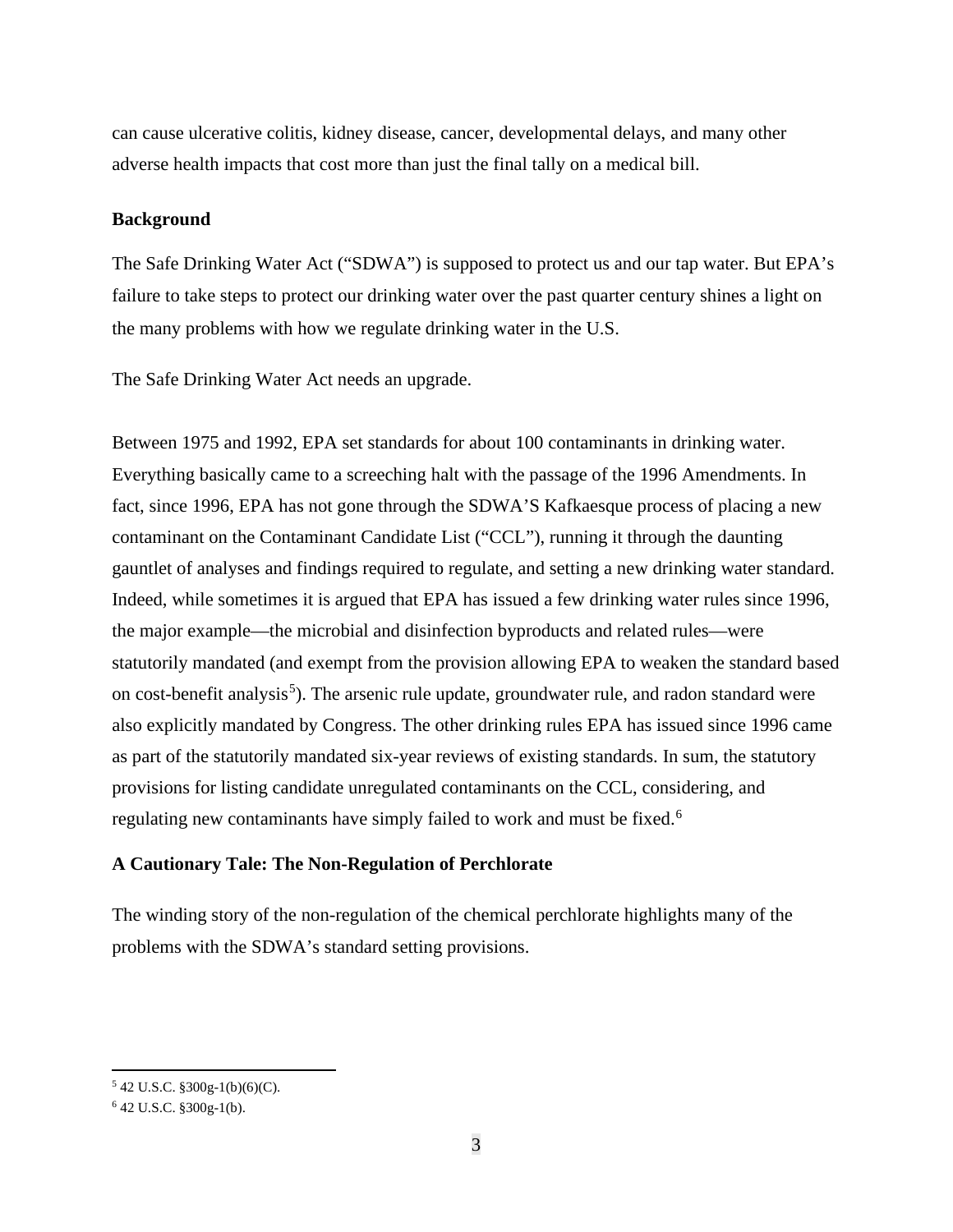can cause ulcerative colitis, kidney disease, cancer, developmental delays, and many other adverse health impacts that cost more than just the final tally on a medical bill.

**Background**

The Safe Drinking Water Act ("SDWA") is supposed to protect us and our tap water. But EPA's failure to take steps to protect our drinking water over the past quarter century shines a light on the many problems with how we regulate drinking water in the U.S.

The Safe Drinking Water Act needs an upgrade.

Between 1975 and 1992, EPA set standards for about 100 contaminants in drinking water. Everything basically came to a screeching halt with the passage of the 1996 Amendments. In fact, since 1996, EPA has not gone through the SDWA'S Kafkaesque process of placing a new contaminant on the Contaminant Candidate List ("CCL"), running it through the daunting gauntlet of analyses and findings required to regulate, and setting a new drinking water standard. Indeed, while sometimes it is argued that EPA has issued a few drinking water rules since 1996, the major example—the microbial and disinfection byproducts and related rules—were statutorily mandated (and exempt from the provision allowing EPA to weaken the standard based on cost-benefit analysis[5]). The arsenic rule update, groundwater rule, and radon standard were also explicitly mandated by Congress. The other drinking rules EPA has issued since 1996 came as part of the statutorily mandated six-year reviews of existing standards. In sum, the statutory provisions for listing candidate unregulated contaminants on the CCL, considering, and regulating new contaminants have simply failed to work and must be fixed.[6]

**A Cautionary Tale: The Non-Regulation of Perchlorate**

The winding story of the non-regulation of the chemical perchlorate highlights many of the problems with the SDWA's standard setting provisions.

---

[5] 42 U.S.C. §300g-1(b)(6)(C).

[6] 42 U.S.C. §300g-1(b).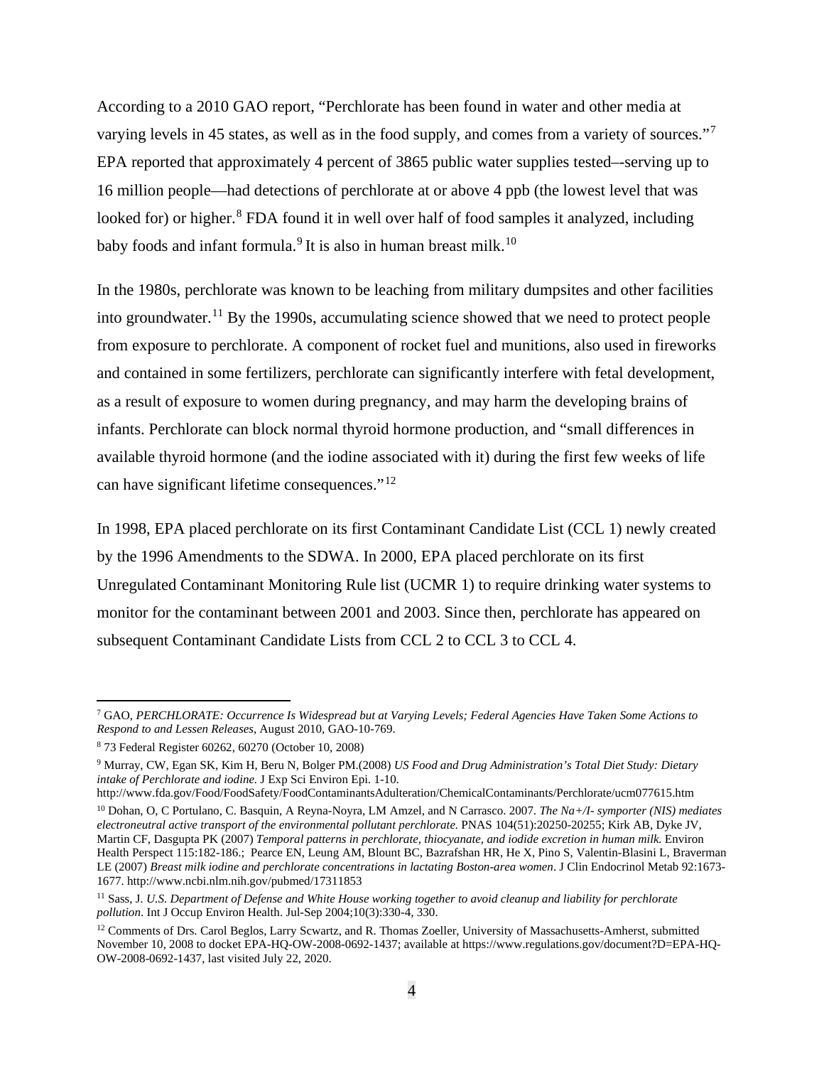According to a 2010 GAO report, "Perchlorate has been found in water and other media at varying levels in 45 states, as well as in the food supply, and comes from a variety of sources."[7] EPA reported that approximately 4 percent of 3865 public water supplies tested–-serving up to 16 million people—had detections of perchlorate at or above 4 ppb (the lowest level that was looked for) or higher.[8] FDA found it in well over half of food samples it analyzed, including baby foods and infant formula.[9] It is also in human breast milk.[10]

In the 1980s, perchlorate was known to be leaching from military dumpsites and other facilities into groundwater.[11] By the 1990s, accumulating science showed that we need to protect people from exposure to perchlorate. A component of rocket fuel and munitions, also used in fireworks and contained in some fertilizers, perchlorate can significantly interfere with fetal development, as a result of exposure to women during pregnancy, and may harm the developing brains of infants. Perchlorate can block normal thyroid hormone production, and "small differences in available thyroid hormone (and the iodine associated with it) during the first few weeks of life can have significant lifetime consequences."[12]

In 1998, EPA placed perchlorate on its first Contaminant Candidate List (CCL 1) newly created by the 1996 Amendments to the SDWA. In 2000, EPA placed perchlorate on its first Unregulated Contaminant Monitoring Rule list (UCMR 1) to require drinking water systems to monitor for the contaminant between 2001 and 2003. Since then, perchlorate has appeared on subsequent Contaminant Candidate Lists from CCL 2 to CCL 3 to CCL 4.

---

[7] GAO, *PERCHLORATE: Occurrence Is Widespread but at Varying Levels; Federal Agencies Have Taken Some Actions to Respond to and Lessen Releases*, August 2010, GAO-10-769.

[8] 73 Federal Register 60262, 60270 (October 10, 2008)

[9] Murray, CW, Egan SK, Kim H, Beru N, Bolger PM.(2008) *US Food and Drug Administration's Total Diet Study: Dietary intake of Perchlorate and iodine.* J Exp Sci Environ Epi. 1-10. http://www.fda.gov/Food/FoodSafety/FoodContaminantsAdulteration/ChemicalContaminants/Perchlorate/ucm077615.htm

[10] Dohan, O, C Portulano, C. Basquin, A Reyna-Noyra, LM Amzel, and N Carrasco. 2007. *The Na+/I- symporter (NIS) mediates electroneutral active transport of the environmental pollutant perchlorate.* PNAS 104(51):20250-20255; Kirk AB, Dyke JV, Martin CF, Dasgupta PK (2007) *Temporal patterns in perchlorate, thiocyanate, and iodide excretion in human milk.* Environ Health Perspect 115:182-186.; Pearce EN, Leung AM, Blount BC, Bazrafshan HR, He X, Pino S, Valentin-Blasini L, Braverman LE (2007) *Breast milk iodine and perchlorate concentrations in lactating Boston-area women*. J Clin Endocrinol Metab 92:1673-1677. http://www.ncbi.nlm.nih.gov/pubmed/17311853

[11] Sass, J. *U.S. Department of Defense and White House working together to avoid cleanup and liability for perchlorate pollution*. Int J Occup Environ Health. Jul-Sep 2004;10(3):330-4, 330.

[12] Comments of Drs. Carol Beglos, Larry Scwartz, and R. Thomas Zoeller, University of Massachusetts-Amherst, submitted November 10, 2008 to docket EPA-HQ-OW-2008-0692-1437; available at https://www.regulations.gov/document?D=EPA-HQ-OW-2008-0692-1437, last visited July 22, 2020.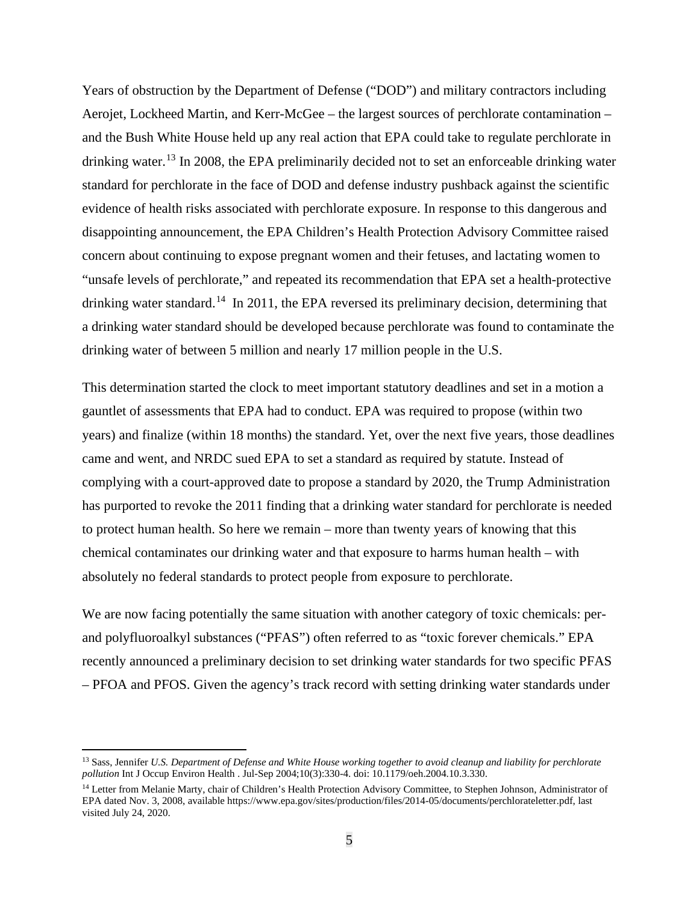Years of obstruction by the Department of Defense ("DOD") and military contractors including Aerojet, Lockheed Martin, and Kerr-McGee – the largest sources of perchlorate contamination – and the Bush White House held up any real action that EPA could take to regulate perchlorate in drinking water.[13] In 2008, the EPA preliminarily decided not to set an enforceable drinking water standard for perchlorate in the face of DOD and defense industry pushback against the scientific evidence of health risks associated with perchlorate exposure. In response to this dangerous and disappointing announcement, the EPA Children's Health Protection Advisory Committee raised concern about continuing to expose pregnant women and their fetuses, and lactating women to "unsafe levels of perchlorate," and repeated its recommendation that EPA set a health-protective drinking water standard.[14] In 2011, the EPA reversed its preliminary decision, determining that a drinking water standard should be developed because perchlorate was found to contaminate the drinking water of between 5 million and nearly 17 million people in the U.S.

This determination started the clock to meet important statutory deadlines and set in a motion a gauntlet of assessments that EPA had to conduct. EPA was required to propose (within two years) and finalize (within 18 months) the standard. Yet, over the next five years, those deadlines came and went, and NRDC sued EPA to set a standard as required by statute. Instead of complying with a court-approved date to propose a standard by 2020, the Trump Administration has purported to revoke the 2011 finding that a drinking water standard for perchlorate is needed to protect human health. So here we remain – more than twenty years of knowing that this chemical contaminates our drinking water and that exposure to harms human health – with absolutely no federal standards to protect people from exposure to perchlorate.

We are now facing potentially the same situation with another category of toxic chemicals: per- and polyfluoroalkyl substances ("PFAS") often referred to as "toxic forever chemicals." EPA recently announced a preliminary decision to set drinking water standards for two specific PFAS – PFOA and PFOS. Given the agency's track record with setting drinking water standards under

---

[13] Sass, Jennifer *U.S. Department of Defense and White House working together to avoid cleanup and liability for perchlorate pollution* Int J Occup Environ Health . Jul-Sep 2004;10(3):330-4. doi: 10.1179/oeh.2004.10.3.330.

[14] Letter from Melanie Marty, chair of Children's Health Protection Advisory Committee, to Stephen Johnson, Administrator of EPA dated Nov. 3, 2008, available https://www.epa.gov/sites/production/files/2014-05/documents/perchlorateletter.pdf, last visited July 24, 2020.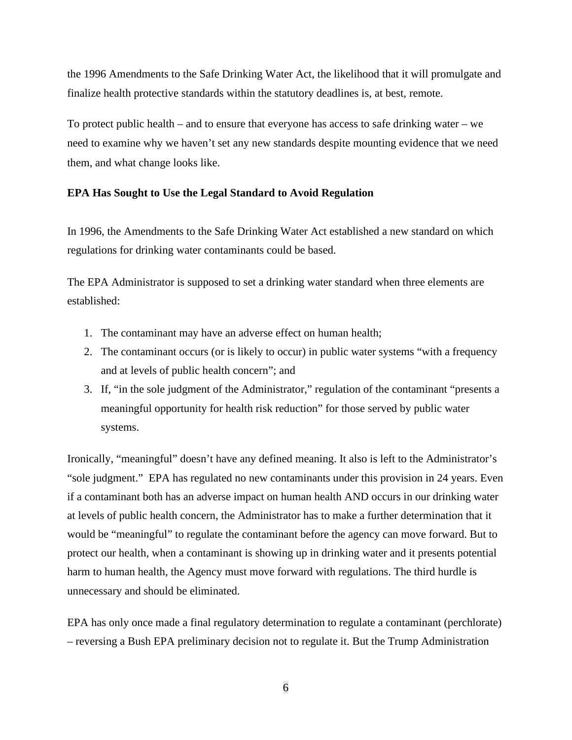the 1996 Amendments to the Safe Drinking Water Act, the likelihood that it will promulgate and finalize health protective standards within the statutory deadlines is, at best, remote.

To protect public health – and to ensure that everyone has access to safe drinking water – we need to examine why we haven't set any new standards despite mounting evidence that we need them, and what change looks like.

**EPA Has Sought to Use the Legal Standard to Avoid Regulation**

In 1996, the Amendments to the Safe Drinking Water Act established a new standard on which regulations for drinking water contaminants could be based.

The EPA Administrator is supposed to set a drinking water standard when three elements are established:

1. The contaminant may have an adverse effect on human health;
2. The contaminant occurs (or is likely to occur) in public water systems "with a frequency and at levels of public health concern"; and
3. If, "in the sole judgment of the Administrator," regulation of the contaminant "presents a meaningful opportunity for health risk reduction" for those served by public water systems.

Ironically, "meaningful" doesn't have any defined meaning. It also is left to the Administrator's "sole judgment." EPA has regulated no new contaminants under this provision in 24 years. Even if a contaminant both has an adverse impact on human health AND occurs in our drinking water at levels of public health concern, the Administrator has to make a further determination that it would be "meaningful" to regulate the contaminant before the agency can move forward. But to protect our health, when a contaminant is showing up in drinking water and it presents potential harm to human health, the Agency must move forward with regulations. The third hurdle is unnecessary and should be eliminated.

EPA has only once made a final regulatory determination to regulate a contaminant (perchlorate) – reversing a Bush EPA preliminary decision not to regulate it. But the Trump Administration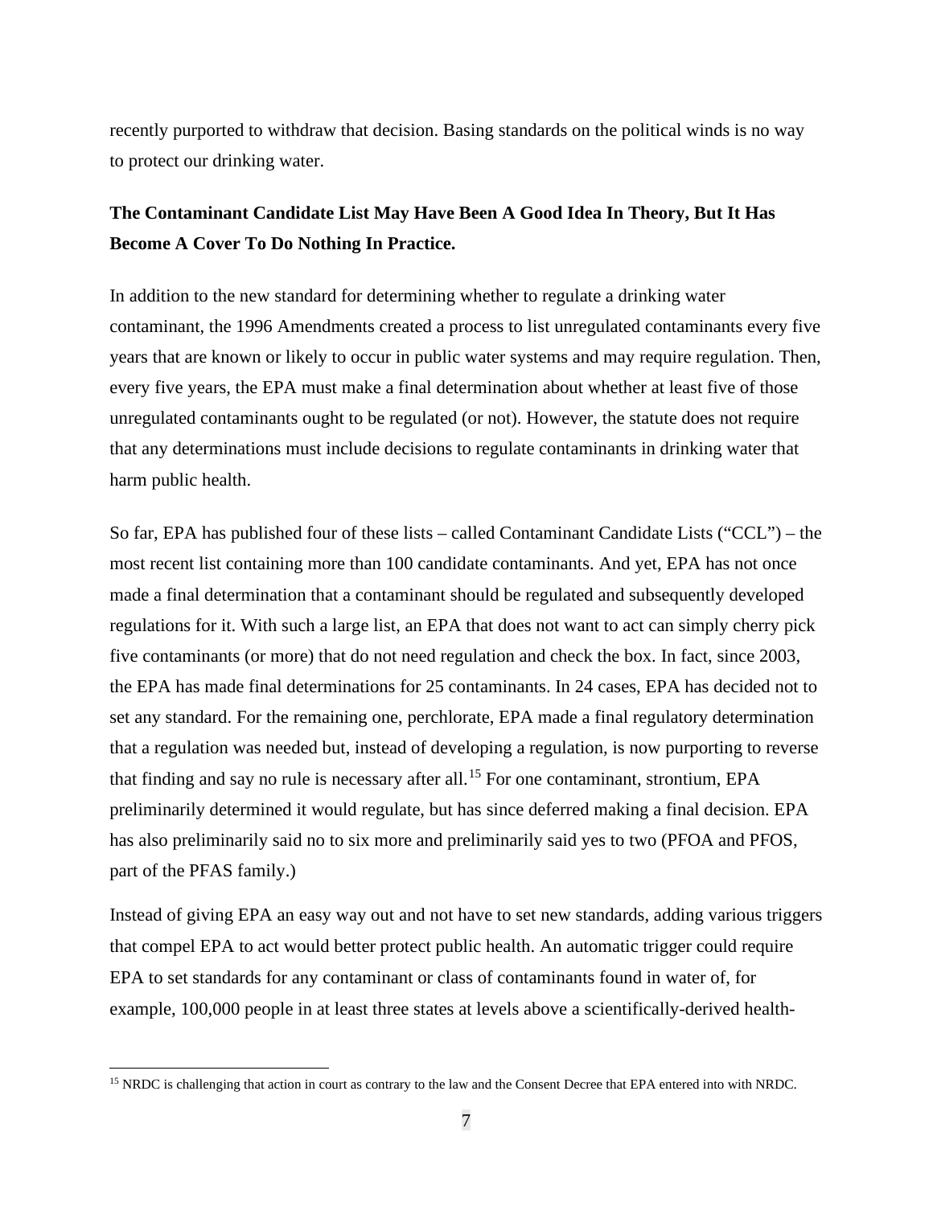recently purported to withdraw that decision. Basing standards on the political winds is no way to protect our drinking water.

**The Contaminant Candidate List May Have Been A Good Idea In Theory, But It Has Become A Cover To Do Nothing In Practice.**

In addition to the new standard for determining whether to regulate a drinking water contaminant, the 1996 Amendments created a process to list unregulated contaminants every five years that are known or likely to occur in public water systems and may require regulation. Then, every five years, the EPA must make a final determination about whether at least five of those unregulated contaminants ought to be regulated (or not). However, the statute does not require that any determinations must include decisions to regulate contaminants in drinking water that harm public health.

So far, EPA has published four of these lists – called Contaminant Candidate Lists ("CCL") – the most recent list containing more than 100 candidate contaminants. And yet, EPA has not once made a final determination that a contaminant should be regulated and subsequently developed regulations for it. With such a large list, an EPA that does not want to act can simply cherry pick five contaminants (or more) that do not need regulation and check the box. In fact, since 2003, the EPA has made final determinations for 25 contaminants. In 24 cases, EPA has decided not to set any standard. For the remaining one, perchlorate, EPA made a final regulatory determination that a regulation was needed but, instead of developing a regulation, is now purporting to reverse that finding and say no rule is necessary after all.[15] For one contaminant, strontium, EPA preliminarily determined it would regulate, but has since deferred making a final decision. EPA has also preliminarily said no to six more and preliminarily said yes to two (PFOA and PFOS, part of the PFAS family.)

Instead of giving EPA an easy way out and not have to set new standards, adding various triggers that compel EPA to act would better protect public health. An automatic trigger could require EPA to set standards for any contaminant or class of contaminants found in water of, for example, 100,000 people in at least three states at levels above a scientifically-derived health-

[15] NRDC is challenging that action in court as contrary to the law and the Consent Decree that EPA entered into with NRDC.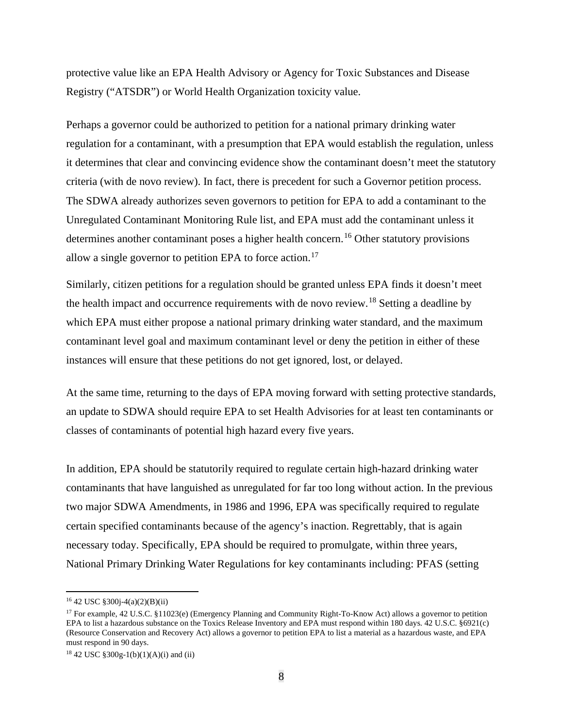protective value like an EPA Health Advisory or Agency for Toxic Substances and Disease Registry ("ATSDR") or World Health Organization toxicity value.

Perhaps a governor could be authorized to petition for a national primary drinking water regulation for a contaminant, with a presumption that EPA would establish the regulation, unless it determines that clear and convincing evidence show the contaminant doesn't meet the statutory criteria (with de novo review). In fact, there is precedent for such a Governor petition process. The SDWA already authorizes seven governors to petition for EPA to add a contaminant to the Unregulated Contaminant Monitoring Rule list, and EPA must add the contaminant unless it determines another contaminant poses a higher health concern.[16] Other statutory provisions allow a single governor to petition EPA to force action.[17]

Similarly, citizen petitions for a regulation should be granted unless EPA finds it doesn't meet the health impact and occurrence requirements with de novo review.[18] Setting a deadline by which EPA must either propose a national primary drinking water standard, and the maximum contaminant level goal and maximum contaminant level or deny the petition in either of these instances will ensure that these petitions do not get ignored, lost, or delayed.

At the same time, returning to the days of EPA moving forward with setting protective standards, an update to SDWA should require EPA to set Health Advisories for at least ten contaminants or classes of contaminants of potential high hazard every five years.

In addition, EPA should be statutorily required to regulate certain high-hazard drinking water contaminants that have languished as unregulated for far too long without action. In the previous two major SDWA Amendments, in 1986 and 1996, EPA was specifically required to regulate certain specified contaminants because of the agency's inaction. Regrettably, that is again necessary today. Specifically, EPA should be required to promulgate, within three years, National Primary Drinking Water Regulations for key contaminants including: PFAS (setting

---

[16] 42 USC §300j-4(a)(2)(B)(ii)

[17] For example, 42 U.S.C. §11023(e) (Emergency Planning and Community Right-To-Know Act) allows a governor to petition EPA to list a hazardous substance on the Toxics Release Inventory and EPA must respond within 180 days. 42 U.S.C. §6921(c) (Resource Conservation and Recovery Act) allows a governor to petition EPA to list a material as a hazardous waste, and EPA must respond in 90 days.

[18] 42 USC §300g-1(b)(1)(A)(i) and (ii)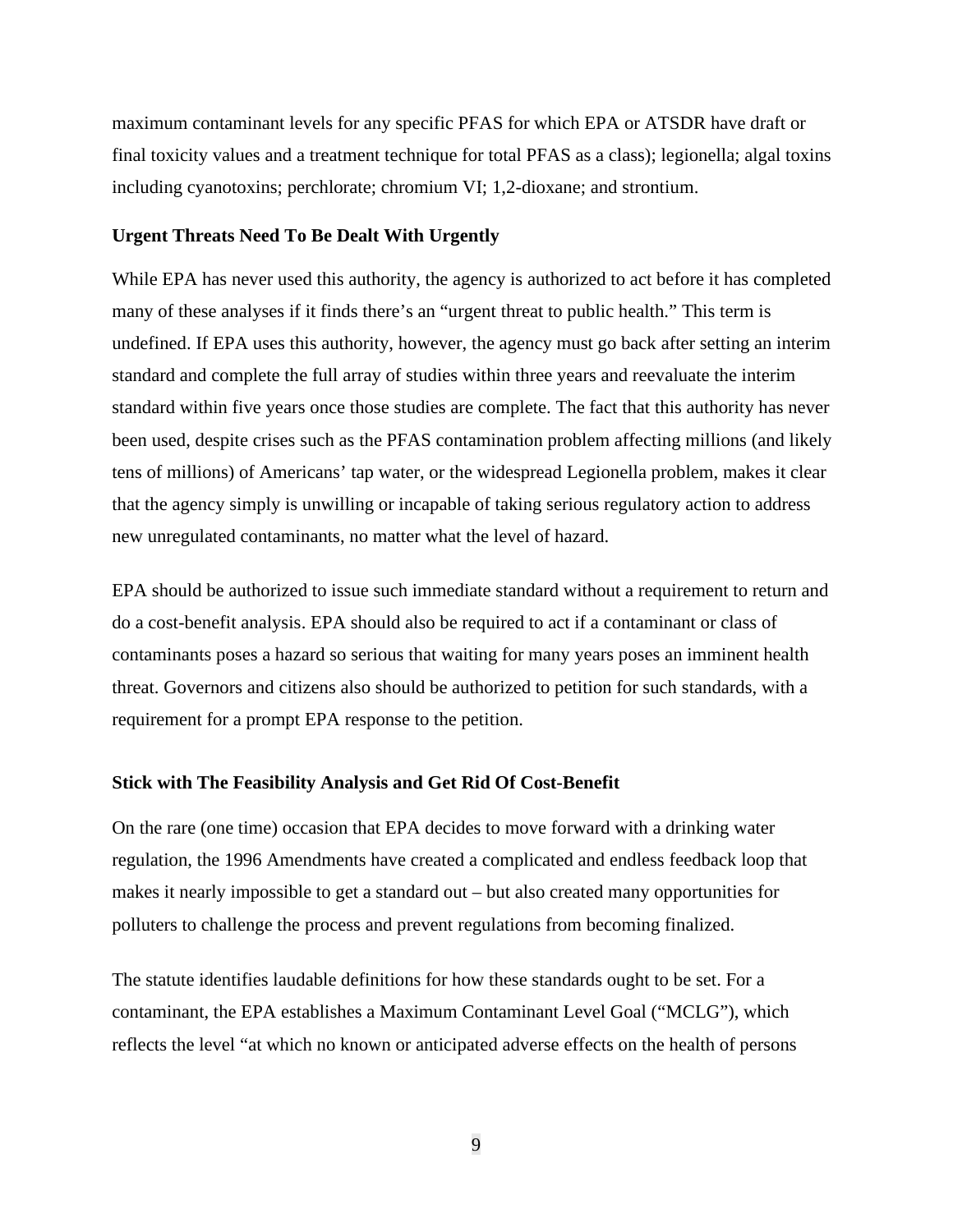maximum contaminant levels for any specific PFAS for which EPA or ATSDR have draft or final toxicity values and a treatment technique for total PFAS as a class); legionella; algal toxins including cyanotoxins; perchlorate; chromium VI; 1,2-dioxane; and strontium.

**Urgent Threats Need To Be Dealt With Urgently**

While EPA has never used this authority, the agency is authorized to act before it has completed many of these analyses if it finds there's an "urgent threat to public health." This term is undefined. If EPA uses this authority, however, the agency must go back after setting an interim standard and complete the full array of studies within three years and reevaluate the interim standard within five years once those studies are complete. The fact that this authority has never been used, despite crises such as the PFAS contamination problem affecting millions (and likely tens of millions) of Americans' tap water, or the widespread Legionella problem, makes it clear that the agency simply is unwilling or incapable of taking serious regulatory action to address new unregulated contaminants, no matter what the level of hazard.

EPA should be authorized to issue such immediate standard without a requirement to return and do a cost-benefit analysis. EPA should also be required to act if a contaminant or class of contaminants poses a hazard so serious that waiting for many years poses an imminent health threat. Governors and citizens also should be authorized to petition for such standards, with a requirement for a prompt EPA response to the petition.

**Stick with The Feasibility Analysis and Get Rid Of Cost-Benefit**

On the rare (one time) occasion that EPA decides to move forward with a drinking water regulation, the 1996 Amendments have created a complicated and endless feedback loop that makes it nearly impossible to get a standard out – but also created many opportunities for polluters to challenge the process and prevent regulations from becoming finalized.

The statute identifies laudable definitions for how these standards ought to be set. For a contaminant, the EPA establishes a Maximum Contaminant Level Goal ("MCLG"), which reflects the level "at which no known or anticipated adverse effects on the health of persons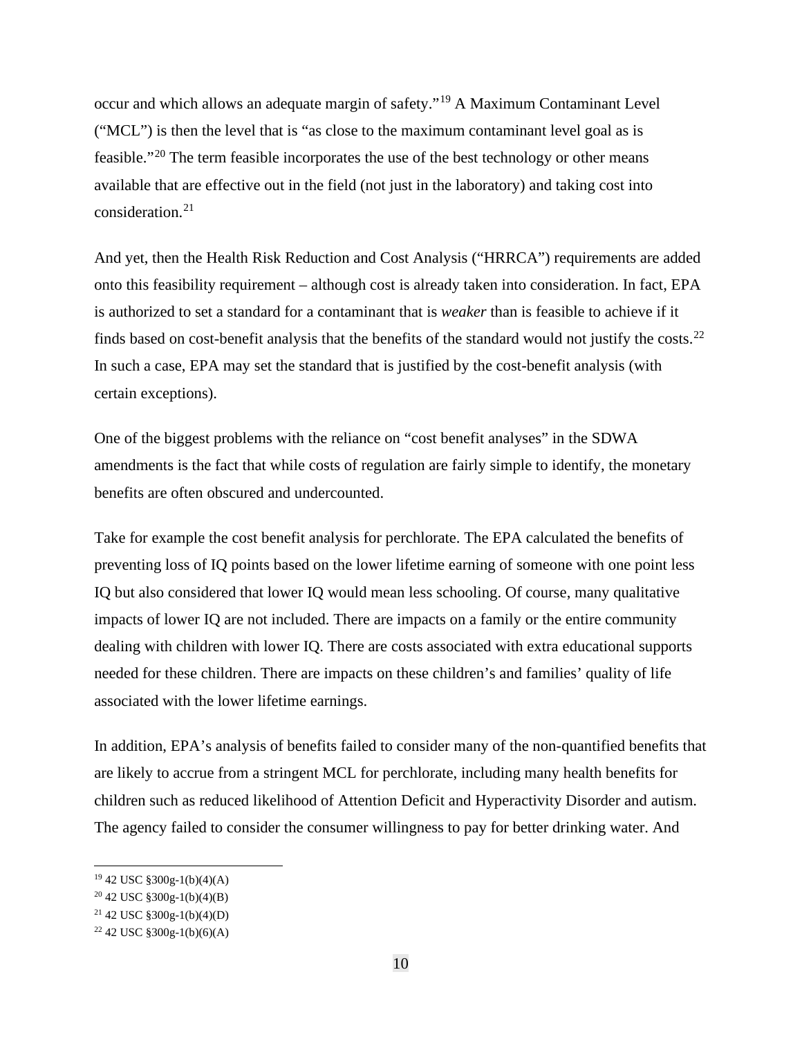occur and which allows an adequate margin of safety."[19] A Maximum Contaminant Level ("MCL") is then the level that is "as close to the maximum contaminant level goal as is feasible."[20] The term feasible incorporates the use of the best technology or other means available that are effective out in the field (not just in the laboratory) and taking cost into consideration.[21]

And yet, then the Health Risk Reduction and Cost Analysis ("HRRCA") requirements are added onto this feasibility requirement – although cost is already taken into consideration. In fact, EPA is authorized to set a standard for a contaminant that is *weaker* than is feasible to achieve if it finds based on cost-benefit analysis that the benefits of the standard would not justify the costs.[22] In such a case, EPA may set the standard that is justified by the cost-benefit analysis (with certain exceptions).

One of the biggest problems with the reliance on "cost benefit analyses" in the SDWA amendments is the fact that while costs of regulation are fairly simple to identify, the monetary benefits are often obscured and undercounted.

Take for example the cost benefit analysis for perchlorate. The EPA calculated the benefits of preventing loss of IQ points based on the lower lifetime earning of someone with one point less IQ but also considered that lower IQ would mean less schooling. Of course, many qualitative impacts of lower IQ are not included. There are impacts on a family or the entire community dealing with children with lower IQ. There are costs associated with extra educational supports needed for these children. There are impacts on these children's and families' quality of life associated with the lower lifetime earnings.

In addition, EPA's analysis of benefits failed to consider many of the non-quantified benefits that are likely to accrue from a stringent MCL for perchlorate, including many health benefits for children such as reduced likelihood of Attention Deficit and Hyperactivity Disorder and autism. The agency failed to consider the consumer willingness to pay for better drinking water. And

---

[19] 42 USC §300g-1(b)(4)(A)

[20] 42 USC §300g-1(b)(4)(B)

[21] 42 USC §300g-1(b)(4)(D)

[22] 42 USC §300g-1(b)(6)(A)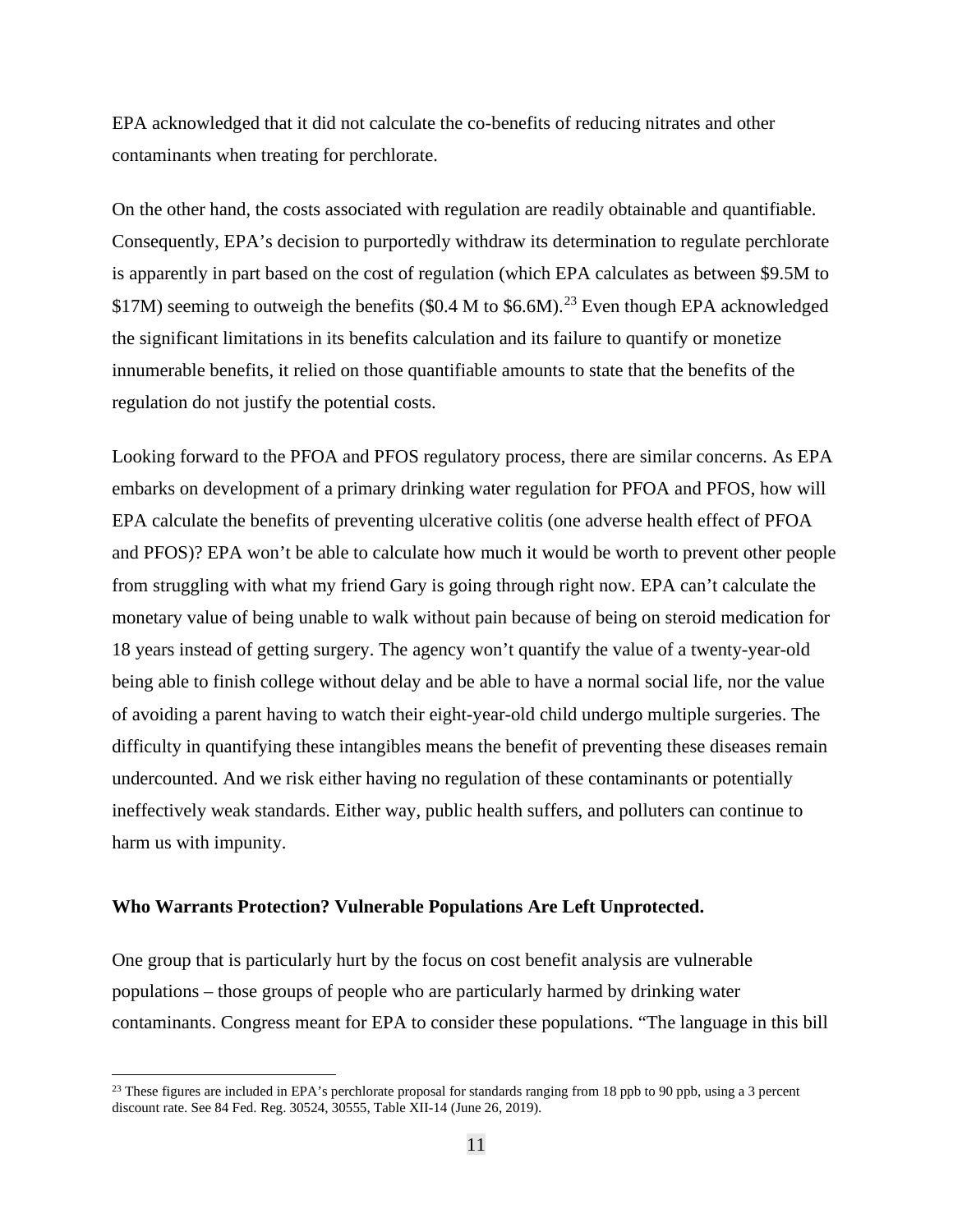EPA acknowledged that it did not calculate the co-benefits of reducing nitrates and other contaminants when treating for perchlorate.

On the other hand, the costs associated with regulation are readily obtainable and quantifiable. Consequently, EPA's decision to purportedly withdraw its determination to regulate perchlorate is apparently in part based on the cost of regulation (which EPA calculates as between $9.5M to $17M) seeming to outweigh the benefits ($0.4 M to $6.6M).[23] Even though EPA acknowledged the significant limitations in its benefits calculation and its failure to quantify or monetize innumerable benefits, it relied on those quantifiable amounts to state that the benefits of the regulation do not justify the potential costs.

Looking forward to the PFOA and PFOS regulatory process, there are similar concerns. As EPA embarks on development of a primary drinking water regulation for PFOA and PFOS, how will EPA calculate the benefits of preventing ulcerative colitis (one adverse health effect of PFOA and PFOS)? EPA won't be able to calculate how much it would be worth to prevent other people from struggling with what my friend Gary is going through right now. EPA can't calculate the monetary value of being unable to walk without pain because of being on steroid medication for 18 years instead of getting surgery. The agency won't quantify the value of a twenty-year-old being able to finish college without delay and be able to have a normal social life, nor the value of avoiding a parent having to watch their eight-year-old child undergo multiple surgeries. The difficulty in quantifying these intangibles means the benefit of preventing these diseases remain undercounted. And we risk either having no regulation of these contaminants or potentially ineffectively weak standards. Either way, public health suffers, and polluters can continue to harm us with impunity.

**Who Warrants Protection? Vulnerable Populations Are Left Unprotected.**

One group that is particularly hurt by the focus on cost benefit analysis are vulnerable populations – those groups of people who are particularly harmed by drinking water contaminants. Congress meant for EPA to consider these populations. "The language in this bill

---

[23] These figures are included in EPA's perchlorate proposal for standards ranging from 18 ppb to 90 ppb, using a 3 percent discount rate. See 84 Fed. Reg. 30524, 30555, Table XII-14 (June 26, 2019).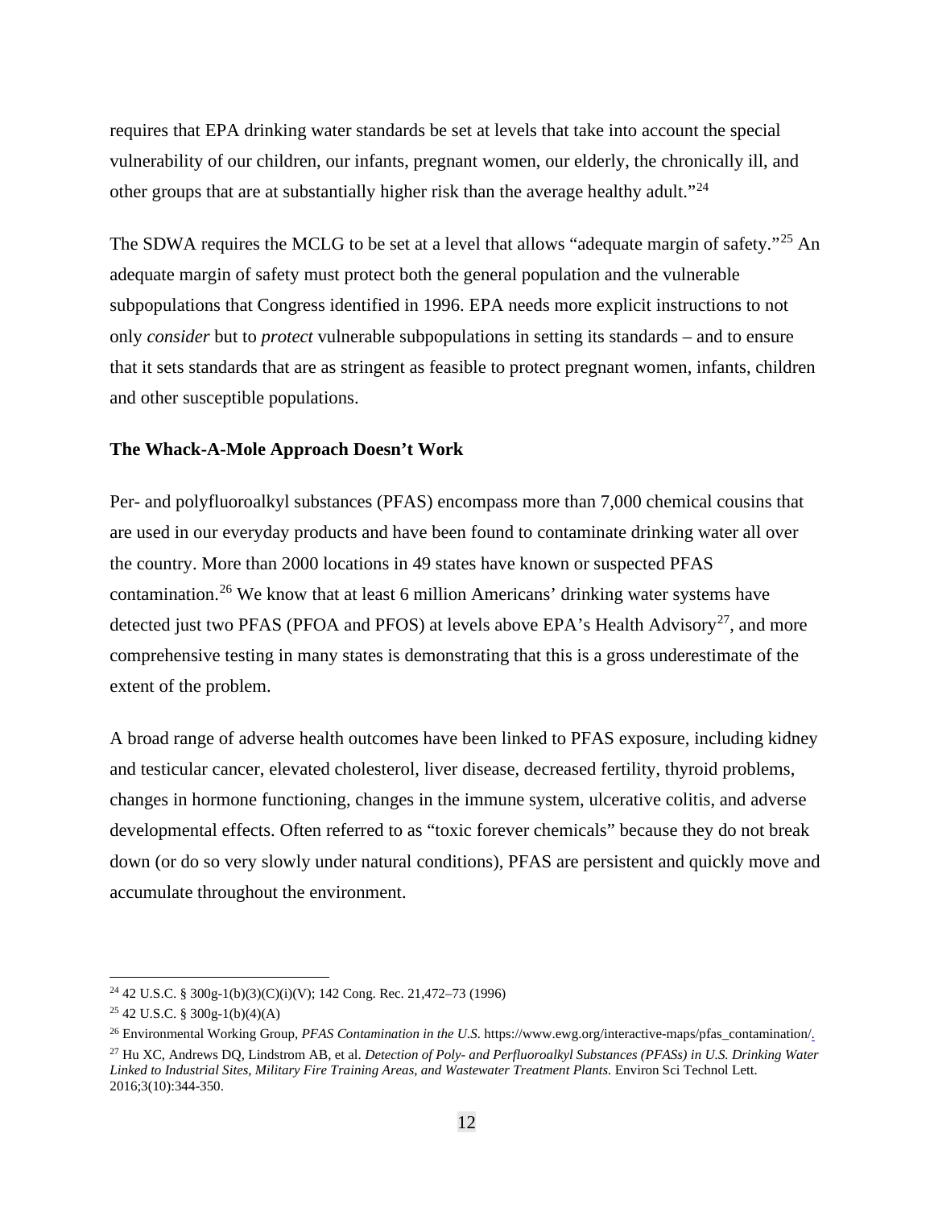requires that EPA drinking water standards be set at levels that take into account the special vulnerability of our children, our infants, pregnant women, our elderly, the chronically ill, and other groups that are at substantially higher risk than the average healthy adult."[24]

The SDWA requires the MCLG to be set at a level that allows "adequate margin of safety."[25] An adequate margin of safety must protect both the general population and the vulnerable subpopulations that Congress identified in 1996. EPA needs more explicit instructions to not only *consider* but to *protect* vulnerable subpopulations in setting its standards – and to ensure that it sets standards that are as stringent as feasible to protect pregnant women, infants, children and other susceptible populations.

**The Whack-A-Mole Approach Doesn't Work**

Per- and polyfluoroalkyl substances (PFAS) encompass more than 7,000 chemical cousins that are used in our everyday products and have been found to contaminate drinking water all over the country. More than 2000 locations in 49 states have known or suspected PFAS contamination.[26] We know that at least 6 million Americans' drinking water systems have detected just two PFAS (PFOA and PFOS) at levels above EPA's Health Advisory[27], and more comprehensive testing in many states is demonstrating that this is a gross underestimate of the extent of the problem.

A broad range of adverse health outcomes have been linked to PFAS exposure, including kidney and testicular cancer, elevated cholesterol, liver disease, decreased fertility, thyroid problems, changes in hormone functioning, changes in the immune system, ulcerative colitis, and adverse developmental effects. Often referred to as "toxic forever chemicals" because they do not break down (or do so very slowly under natural conditions), PFAS are persistent and quickly move and accumulate throughout the environment.

---

[24] 42 U.S.C. § 300g-1(b)(3)(C)(i)(V); 142 Cong. Rec. 21,472–73 (1996)

[25] 42 U.S.C. § 300g-1(b)(4)(A)

[26] Environmental Working Group, *PFAS Contamination in the U.S.* https://www.ewg.org/interactive-maps/pfas_contamination/.

[27] Hu XC, Andrews DQ, Lindstrom AB, et al. *Detection of Poly- and Perfluoroalkyl Substances (PFASs) in U.S. Drinking Water Linked to Industrial Sites, Military Fire Training Areas, and Wastewater Treatment Plants.* Environ Sci Technol Lett. 2016;3(10):344-350.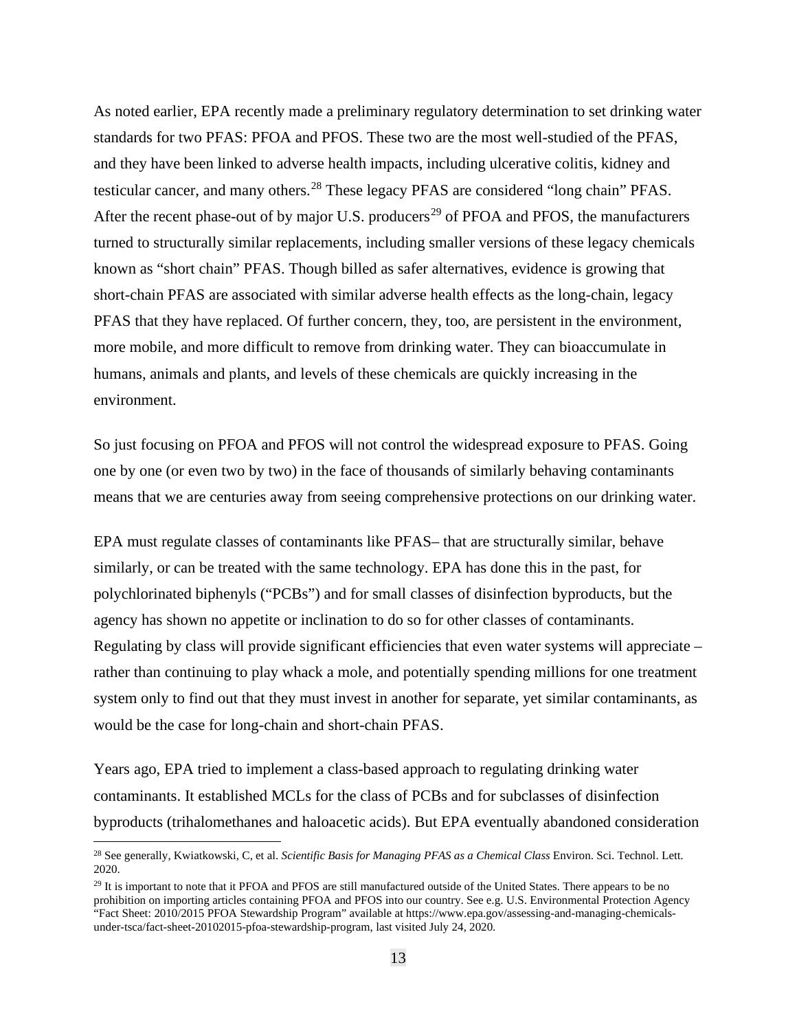As noted earlier, EPA recently made a preliminary regulatory determination to set drinking water standards for two PFAS: PFOA and PFOS. These two are the most well-studied of the PFAS, and they have been linked to adverse health impacts, including ulcerative colitis, kidney and testicular cancer, and many others.[28] These legacy PFAS are considered “long chain” PFAS. After the recent phase-out of by major U.S. producers[29] of PFOA and PFOS, the manufacturers turned to structurally similar replacements, including smaller versions of these legacy chemicals known as “short chain” PFAS. Though billed as safer alternatives, evidence is growing that short-chain PFAS are associated with similar adverse health effects as the long-chain, legacy PFAS that they have replaced. Of further concern, they, too, are persistent in the environment, more mobile, and more difficult to remove from drinking water. They can bioaccumulate in humans, animals and plants, and levels of these chemicals are quickly increasing in the environment.

So just focusing on PFOA and PFOS will not control the widespread exposure to PFAS. Going one by one (or even two by two) in the face of thousands of similarly behaving contaminants means that we are centuries away from seeing comprehensive protections on our drinking water.

EPA must regulate classes of contaminants like PFAS– that are structurally similar, behave similarly, or can be treated with the same technology. EPA has done this in the past, for polychlorinated biphenyls (“PCBs”) and for small classes of disinfection byproducts, but the agency has shown no appetite or inclination to do so for other classes of contaminants. Regulating by class will provide significant efficiencies that even water systems will appreciate – rather than continuing to play whack a mole, and potentially spending millions for one treatment system only to find out that they must invest in another for separate, yet similar contaminants, as would be the case for long-chain and short-chain PFAS.

Years ago, EPA tried to implement a class-based approach to regulating drinking water contaminants. It established MCLs for the class of PCBs and for subclasses of disinfection byproducts (trihalomethanes and haloacetic acids). But EPA eventually abandoned consideration

---

[28] See generally, Kwiatkowski, C, et al. *Scientific Basis for Managing PFAS as a Chemical Class* Environ. Sci. Technol. Lett. 2020.

[29] It is important to note that it PFOA and PFOS are still manufactured outside of the United States. There appears to be no prohibition on importing articles containing PFOA and PFOS into our country. See e.g. U.S. Environmental Protection Agency “Fact Sheet: 2010/2015 PFOA Stewardship Program” available at https://www.epa.gov/assessing-and-managing-chemicals-under-tsca/fact-sheet-20102015-pfoa-stewardship-program, last visited July 24, 2020.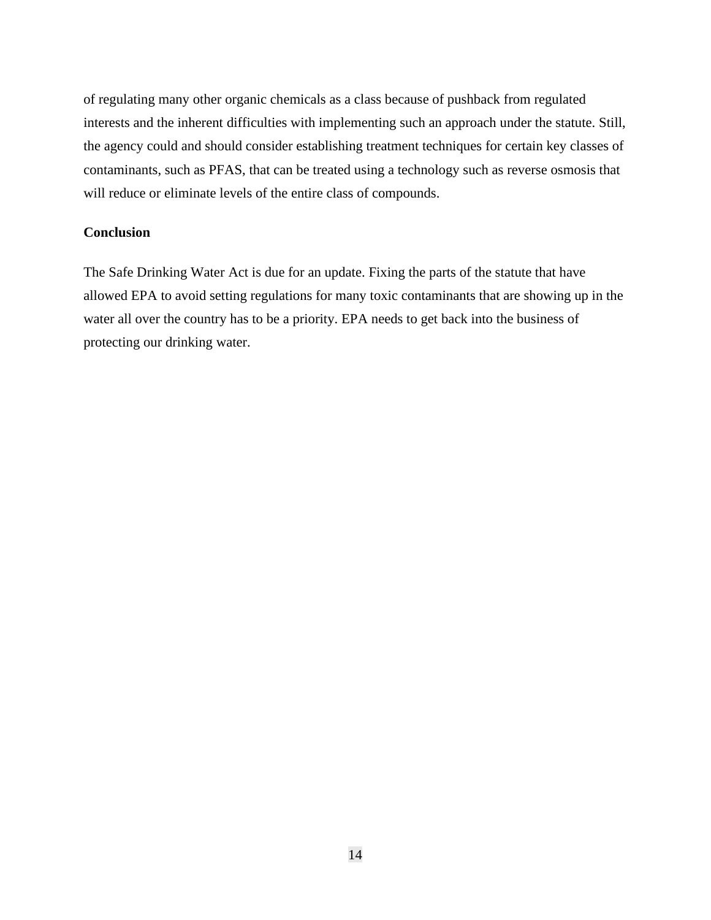of regulating many other organic chemicals as a class because of pushback from regulated interests and the inherent difficulties with implementing such an approach under the statute. Still, the agency could and should consider establishing treatment techniques for certain key classes of contaminants, such as PFAS, that can be treated using a technology such as reverse osmosis that will reduce or eliminate levels of the entire class of compounds.

**Conclusion**

The Safe Drinking Water Act is due for an update. Fixing the parts of the statute that have allowed EPA to avoid setting regulations for many toxic contaminants that are showing up in the water all over the country has to be a priority. EPA needs to get back into the business of protecting our drinking water.